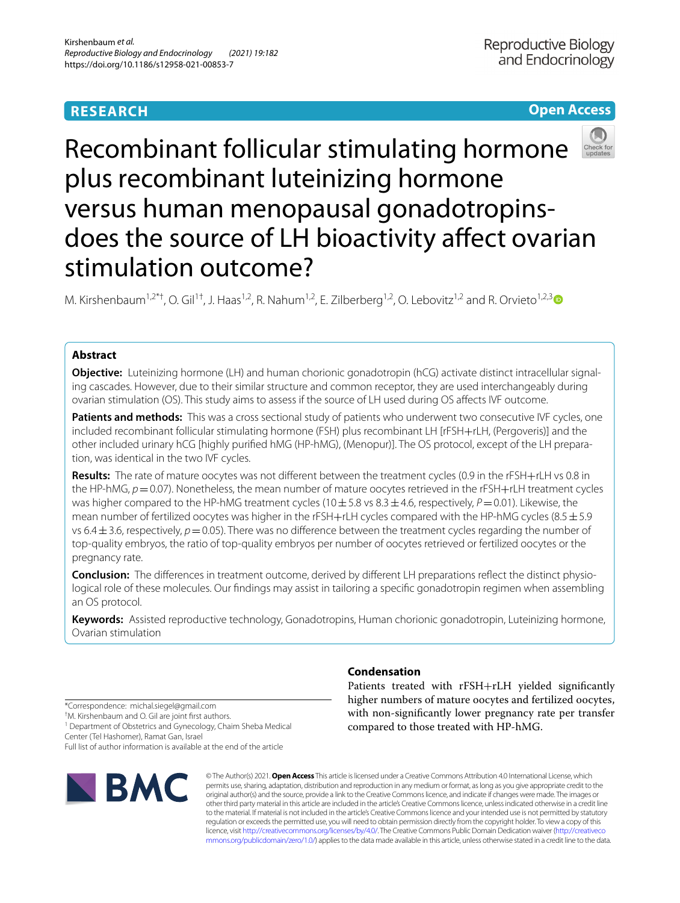RESEARCH

Open Access

# Recombinant follicular stimulating hormone plus recombinant luteinizing hormone versus human menopausal gonadotropins- does the source of LH bioactivity affect ovarian stimulation outcome?

M. Kirshenbaum[1,2*†], O. Gil[1†], J. Haas[1,2], R. Nahum[1,2], E. Zilberberg[1,2], O. Lebovitz[1,2] and R. Orvieto[1,2,3]

## Abstract

**Objective:** Luteinizing hormone (LH) and human chorionic gonadotropin (hCG) activate distinct intracellular signaling cascades. However, due to their similar structure and common receptor, they are used interchangeably during ovarian stimulation (OS). This study aims to assess if the source of LH used during OS affects IVF outcome.

**Patients and methods:** This was a cross sectional study of patients who underwent two consecutive IVF cycles, one included recombinant follicular stimulating hormone (FSH) plus recombinant LH [rFSH+rLH, (Pergoveris)] and the other included urinary hCG [highly purified hMG (HP-hMG), (Menopur)]. The OS protocol, except of the LH preparation, was identical in the two IVF cycles.

**Results:** The rate of mature oocytes was not different between the treatment cycles (0.9 in the rFSH+rLH vs 0.8 in the HP-hMG, $p=0.07$). Nonetheless, the mean number of mature oocytes retrieved in the rFSH+rLH treatment cycles was higher compared to the HP-hMG treatment cycles ($10 \pm 5.8$ vs $8.3 \pm 4.6$, respectively, $P=0.01$). Likewise, the mean number of fertilized oocytes was higher in the rFSH+rLH cycles compared with the HP-hMG cycles ($8.5 \pm 5.9$ vs $6.4 \pm 3.6$, respectively, $p=0.05$). There was no difference between the treatment cycles regarding the number of top-quality embryos, the ratio of top-quality embryos per number of oocytes retrieved or fertilized oocytes or the pregnancy rate.

**Conclusion:** The differences in treatment outcome, derived by different LH preparations reflect the distinct physiological role of these molecules. Our findings may assist in tailoring a specific gonadotropin regimen when assembling an OS protocol.

**Keywords:** Assisted reproductive technology, Gonadotropins, Human chorionic gonadotropin, Luteinizing hormone, Ovarian stimulation

## Condensation

Patients treated with rFSH+rLH yielded significantly higher numbers of mature oocytes and fertilized oocytes, with non-significantly lower pregnancy rate per transfer compared to those treated with HP-hMG.

*Correspondence: michal.siegel@gmail.com

†M. Kirshenbaum and O. Gil are joint first authors.

[1] Department of Obstetrics and Gynecology, Chaim Sheba Medical Center (Tel Hashomer), Ramat Gan, Israel

Full list of author information is available at the end of the article

© The Author(s) 2021. **Open Access** This article is licensed under a Creative Commons Attribution 4.0 International License, which permits use, sharing, adaptation, distribution and reproduction in any medium or format, as long as you give appropriate credit to the original author(s) and the source, provide a link to the Creative Commons licence, and indicate if changes were made. The images or other third party material in this article are included in the article's Creative Commons licence, unless indicated otherwise in a credit line to the material. If material is not included in the article's Creative Commons licence and your intended use is not permitted by statutory regulation or exceeds the permitted use, you will need to obtain permission directly from the copyright holder. To view a copy of this licence, visit http://creativecommons.org/licenses/by/4.0/. The Creative Commons Public Domain Dedication waiver (http://creativecommons.org/publicdomain/zero/1.0/) applies to the data made available in this article, unless otherwise stated in a credit line to the data.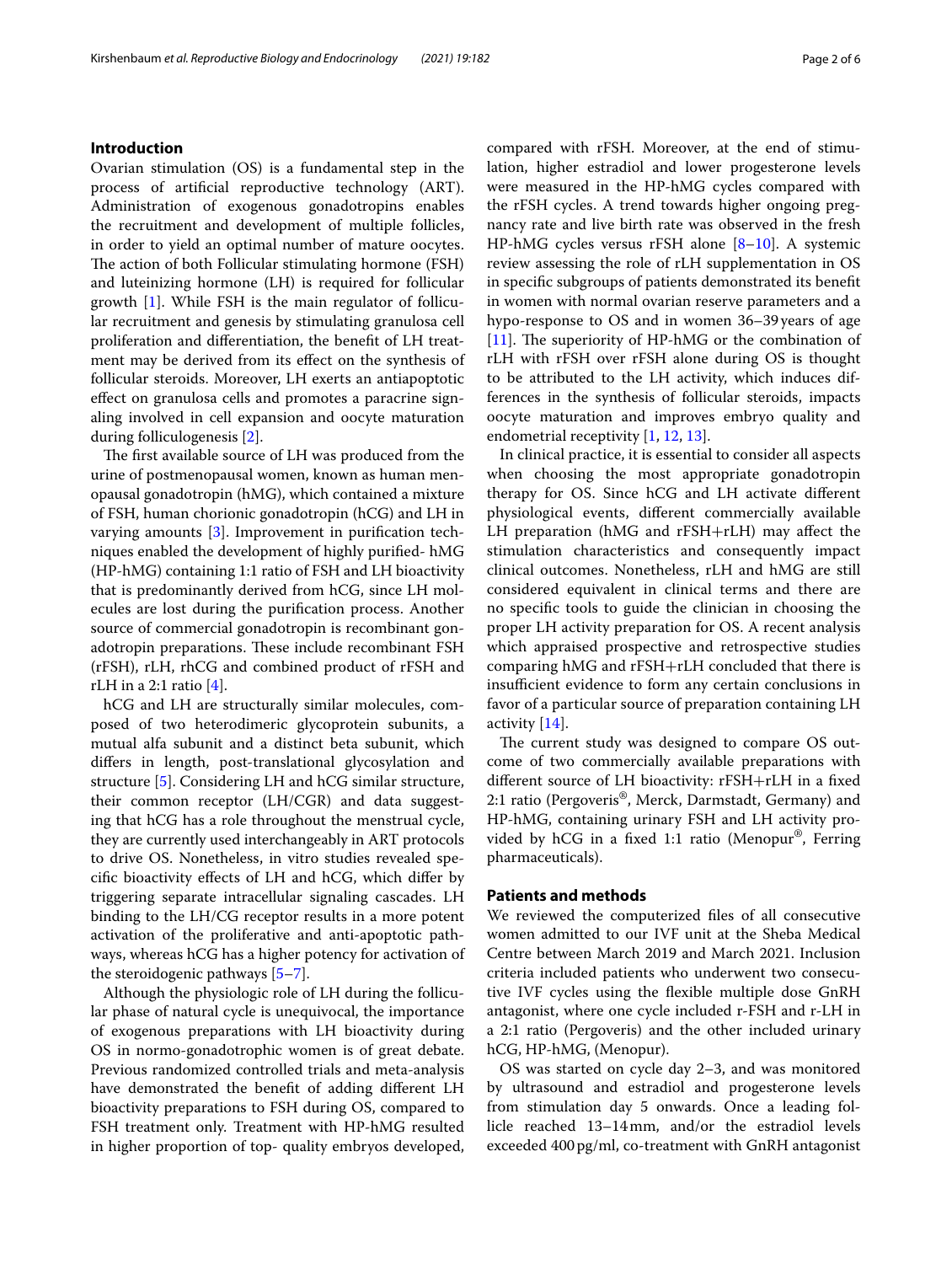## Introduction

Ovarian stimulation (OS) is a fundamental step in the process of artificial reproductive technology (ART). Administration of exogenous gonadotropins enables the recruitment and development of multiple follicles, in order to yield an optimal number of mature oocytes. The action of both Follicular stimulating hormone (FSH) and luteinizing hormone (LH) is required for follicular growth [1]. While FSH is the main regulator of follicular recruitment and genesis by stimulating granulosa cell proliferation and differentiation, the benefit of LH treatment may be derived from its effect on the synthesis of follicular steroids. Moreover, LH exerts an antiapoptotic effect on granulosa cells and promotes a paracrine signaling involved in cell expansion and oocyte maturation during folliculogenesis [2].

The first available source of LH was produced from the urine of postmenopausal women, known as human menopausal gonadotropin (hMG), which contained a mixture of FSH, human chorionic gonadotropin (hCG) and LH in varying amounts [3]. Improvement in purification techniques enabled the development of highly purified- hMG (HP-hMG) containing 1:1 ratio of FSH and LH bioactivity that is predominantly derived from hCG, since LH molecules are lost during the purification process. Another source of commercial gonadotropin is recombinant gonadotropin preparations. These include recombinant FSH (rFSH), rLH, rhCG and combined product of rFSH and rLH in a 2:1 ratio [4].

hCG and LH are structurally similar molecules, composed of two heterodimeric glycoprotein subunits, a mutual alfa subunit and a distinct beta subunit, which differs in length, post-translational glycosylation and structure [5]. Considering LH and hCG similar structure, their common receptor (LH/CGR) and data suggesting that hCG has a role throughout the menstrual cycle, they are currently used interchangeably in ART protocols to drive OS. Nonetheless, in vitro studies revealed specific bioactivity effects of LH and hCG, which differ by triggering separate intracellular signaling cascades. LH binding to the LH/CG receptor results in a more potent activation of the proliferative and anti-apoptotic pathways, whereas hCG has a higher potency for activation of the steroidogenic pathways [5–7].

Although the physiologic role of LH during the follicular phase of natural cycle is unequivocal, the importance of exogenous preparations with LH bioactivity during OS in normo-gonadotrophic women is of great debate. Previous randomized controlled trials and meta-analysis have demonstrated the benefit of adding different LH bioactivity preparations to FSH during OS, compared to FSH treatment only. Treatment with HP-hMG resulted in higher proportion of top- quality embryos developed, compared with rFSH. Moreover, at the end of stimulation, higher estradiol and lower progesterone levels were measured in the HP-hMG cycles compared with the rFSH cycles. A trend towards higher ongoing pregnancy rate and live birth rate was observed in the fresh HP-hMG cycles versus rFSH alone [8–10]. A systemic review assessing the role of rLH supplementation in OS in specific subgroups of patients demonstrated its benefit in women with normal ovarian reserve parameters and a hypo-response to OS and in women 36–39 years of age [11]. The superiority of HP-hMG or the combination of rLH with rFSH over rFSH alone during OS is thought to be attributed to the LH activity, which induces differences in the synthesis of follicular steroids, impacts oocyte maturation and improves embryo quality and endometrial receptivity [1, 12, 13].

In clinical practice, it is essential to consider all aspects when choosing the most appropriate gonadotropin therapy for OS. Since hCG and LH activate different physiological events, different commercially available LH preparation (hMG and rFSH+rLH) may affect the stimulation characteristics and consequently impact clinical outcomes. Nonetheless, rLH and hMG are still considered equivalent in clinical terms and there are no specific tools to guide the clinician in choosing the proper LH activity preparation for OS. A recent analysis which appraised prospective and retrospective studies comparing hMG and rFSH+rLH concluded that there is insufficient evidence to form any certain conclusions in favor of a particular source of preparation containing LH activity [14].

The current study was designed to compare OS outcome of two commercially available preparations with different source of LH bioactivity: rFSH+rLH in a fixed 2:1 ratio (Pergoveris®, Merck, Darmstadt, Germany) and HP-hMG, containing urinary FSH and LH activity provided by hCG in a fixed 1:1 ratio (Menopur®, Ferring pharmaceuticals).

## Patients and methods

We reviewed the computerized files of all consecutive women admitted to our IVF unit at the Sheba Medical Centre between March 2019 and March 2021. Inclusion criteria included patients who underwent two consecutive IVF cycles using the flexible multiple dose GnRH antagonist, where one cycle included r-FSH and r-LH in a 2:1 ratio (Pergoveris) and the other included urinary hCG, HP-hMG, (Menopur).

OS was started on cycle day 2–3, and was monitored by ultrasound and estradiol and progesterone levels from stimulation day 5 onwards. Once a leading follicle reached 13–14 mm, and/or the estradiol levels exceeded 400 pg/ml, co-treatment with GnRH antagonist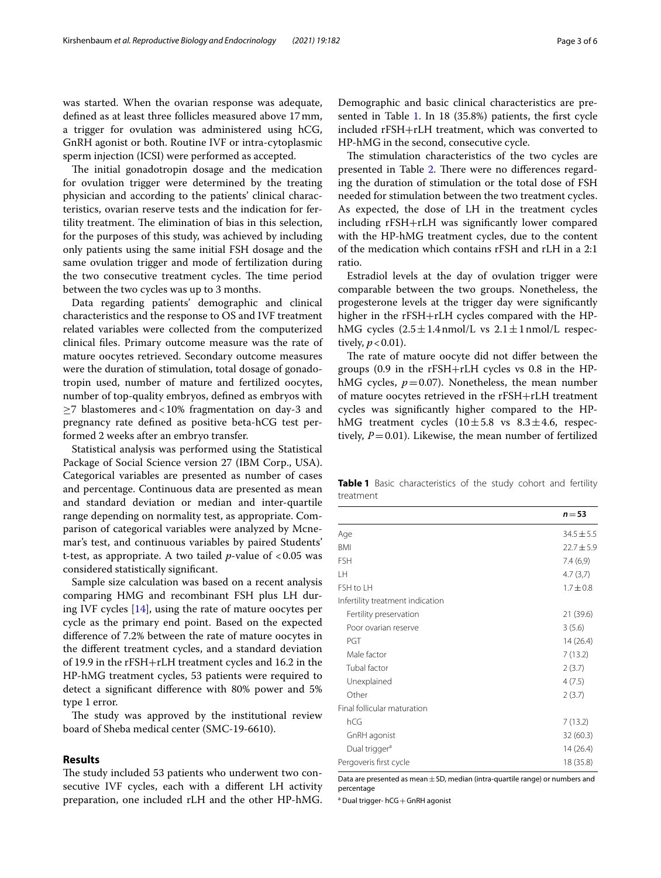was started. When the ovarian response was adequate, defined as at least three follicles measured above 17 mm, a trigger for ovulation was administered using hCG, GnRH agonist or both. Routine IVF or intra-cytoplasmic sperm injection (ICSI) were performed as accepted.

The initial gonadotropin dosage and the medication for ovulation trigger were determined by the treating physician and according to the patients' clinical characteristics, ovarian reserve tests and the indication for fertility treatment. The elimination of bias in this selection, for the purposes of this study, was achieved by including only patients using the same initial FSH dosage and the same ovulation trigger and mode of fertilization during the two consecutive treatment cycles. The time period between the two cycles was up to 3 months.

Data regarding patients' demographic and clinical characteristics and the response to OS and IVF treatment related variables were collected from the computerized clinical files. Primary outcome measure was the rate of mature oocytes retrieved. Secondary outcome measures were the duration of stimulation, total dosage of gonadotropin used, number of mature and fertilized oocytes, number of top-quality embryos, defined as embryos with ≥7 blastomeres and < 10% fragmentation on day-3 and pregnancy rate defined as positive beta-hCG test performed 2 weeks after an embryo transfer.

Statistical analysis was performed using the Statistical Package of Social Science version 27 (IBM Corp., USA). Categorical variables are presented as number of cases and percentage. Continuous data are presented as mean and standard deviation or median and inter-quartile range depending on normality test, as appropriate. Comparison of categorical variables were analyzed by Mcnemar's test, and continuous variables by paired Students' t-test, as appropriate. A two tailed *p*-value of < 0.05 was considered statistically significant.

Sample size calculation was based on a recent analysis comparing HMG and recombinant FSH plus LH during IVF cycles [14], using the rate of mature oocytes per cycle as the primary end point. Based on the expected difference of 7.2% between the rate of mature oocytes in the different treatment cycles, and a standard deviation of 19.9 in the rFSH+rLH treatment cycles and 16.2 in the HP-hMG treatment cycles, 53 patients were required to detect a significant difference with 80% power and 5% type 1 error.

The study was approved by the institutional review board of Sheba medical center (SMC-19-6610).

## Results

The study included 53 patients who underwent two consecutive IVF cycles, each with a different LH activity preparation, one included rLH and the other HP-hMG. Demographic and basic clinical characteristics are presented in Table 1. In 18 (35.8%) patients, the first cycle included rFSH+rLH treatment, which was converted to HP-hMG in the second, consecutive cycle.

The stimulation characteristics of the two cycles are presented in Table 2. There were no differences regarding the duration of stimulation or the total dose of FSH needed for stimulation between the two treatment cycles. As expected, the dose of LH in the treatment cycles including rFSH+rLH was significantly lower compared with the HP-hMG treatment cycles, due to the content of the medication which contains rFSH and rLH in a 2:1 ratio.

Estradiol levels at the day of ovulation trigger were comparable between the two groups. Nonetheless, the progesterone levels at the trigger day were significantly higher in the rFSH+rLH cycles compared with the HP-hMG cycles ($2.5 \pm 1.4$ nmol/L vs $2.1 \pm 1$ nmol/L respectively, $p < 0.01$).

The rate of mature oocyte did not differ between the groups (0.9 in the rFSH+rLH cycles vs 0.8 in the HP-hMG cycles, $p = 0.07$). Nonetheless, the mean number of mature oocytes retrieved in the rFSH+rLH treatment cycles was significantly higher compared to the HP-hMG treatment cycles ($10 \pm 5.8$ vs $8.3 \pm 4.6$, respectively, $P = 0.01$). Likewise, the mean number of fertilized

**Table 1** Basic characteristics of the study cohort and fertility treatment

| | *n* = 53 |
|---|---|
| Age | 34.5 ± 5.5 |
| BMI | 22.7 ± 5.9 |
| FSH | 7.4 (6,9) |
| LH | 4.7 (3,7) |
| FSH to LH | 1.7 ± 0.8 |
| Infertility treatment indication | |
| Fertility preservation | 21 (39.6) |
| Poor ovarian reserve | 3 (5.6) |
| PGT | 14 (26.4) |
| Male factor | 7 (13.2) |
| Tubal factor | 2 (3.7) |
| Unexplained | 4 (7.5) |
| Other | 2 (3.7) |
| Final follicular maturation | |
| hCG | 7 (13.2) |
| GnRH agonist | 32 (60.3) |
| Dual trigger[a] | 14 (26.4) |
| Pergoveris first cycle | 18 (35.8) |

Data are presented as mean ± SD, median (intra-quartile range) or numbers and percentage

[a] Dual trigger- hCG + GnRH agonist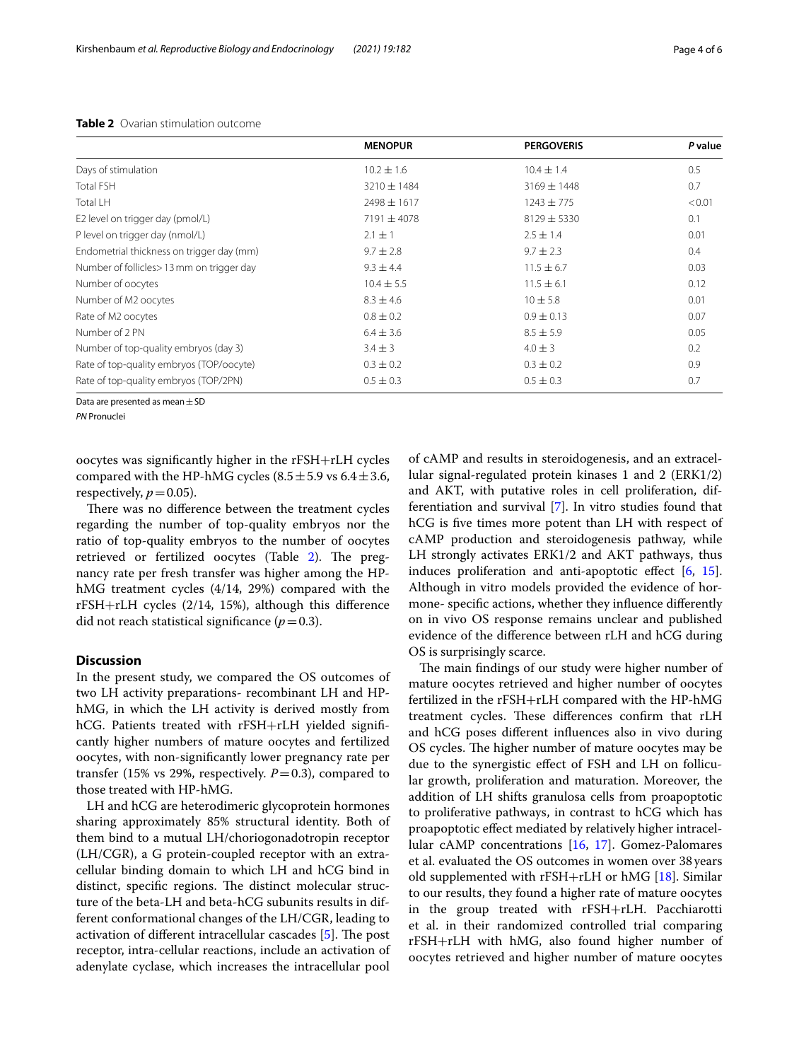**Table 2** Ovarian stimulation outcome

|  | MENOPUR | PERGOVERIS | *P* value |
|---|---|---|---|
| Days of stimulation | 10.2 ± 1.6 | 10.4 ± 1.4 | 0.5 |
| Total FSH | 3210 ± 1484 | 3169 ± 1448 | 0.7 |
| Total LH | 2498 ± 1617 | 1243 ± 775 | < 0.01 |
| E2 level on trigger day (pmol/L) | 7191 ± 4078 | 8129 ± 5330 | 0.1 |
| P level on trigger day (nmol/L) | 2.1 ± 1 | 2.5 ± 1.4 | 0.01 |
| Endometrial thickness on trigger day (mm) | 9.7 ± 2.8 | 9.7 ± 2.3 | 0.4 |
| Number of follicles> 13 mm on trigger day | 9.3 ± 4.4 | 11.5 ± 6.7 | 0.03 |
| Number of oocytes | 10.4 ± 5.5 | 11.5 ± 6.1 | 0.12 |
| Number of M2 oocytes | 8.3 ± 4.6 | 10 ± 5.8 | 0.01 |
| Rate of M2 oocytes | 0.8 ± 0.2 | 0.9 ± 0.13 | 0.07 |
| Number of 2 PN | 6.4 ± 3.6 | 8.5 ± 5.9 | 0.05 |
| Number of top-quality embryos (day 3) | 3.4 ± 3 | 4.0 ± 3 | 0.2 |
| Rate of top-quality embryos (TOP/oocyte) | 0.3 ± 0.2 | 0.3 ± 0.2 | 0.9 |
| Rate of top-quality embryos (TOP/2PN) | 0.5 ± 0.3 | 0.5 ± 0.3 | 0.7 |

Data are presented as mean ± SD

*PN* Pronuclei

oocytes was significantly higher in the rFSH+rLH cycles compared with the HP-hMG cycles (8.5 ± 5.9 vs 6.4 ± 3.6, respectively, $p = 0.05$).

There was no difference between the treatment cycles regarding the number of top-quality embryos nor the ratio of top-quality embryos to the number of oocytes retrieved or fertilized oocytes (Table 2). The pregnancy rate per fresh transfer was higher among the HP-hMG treatment cycles (4/14, 29%) compared with the rFSH+rLH cycles (2/14, 15%), although this difference did not reach statistical significance ($p = 0.3$).

## Discussion

In the present study, we compared the OS outcomes of two LH activity preparations- recombinant LH and HP-hMG, in which the LH activity is derived mostly from hCG. Patients treated with rFSH+rLH yielded significantly higher numbers of mature oocytes and fertilized oocytes, with non-significantly lower pregnancy rate per transfer (15% vs 29%, respectively. $P = 0.3$), compared to those treated with HP-hMG.

LH and hCG are heterodimeric glycoprotein hormones sharing approximately 85% structural identity. Both of them bind to a mutual LH/choriogonadotropin receptor (LH/CGR), a G protein-coupled receptor with an extracellular binding domain to which LH and hCG bind in distinct, specific regions. The distinct molecular structure of the beta-LH and beta-hCG subunits results in different conformational changes of the LH/CGR, leading to activation of different intracellular cascades [5]. The post receptor, intra-cellular reactions, include an activation of adenylate cyclase, which increases the intracellular pool of cAMP and results in steroidogenesis, and an extracellular signal-regulated protein kinases 1 and 2 (ERK1/2) and AKT, with putative roles in cell proliferation, differentiation and survival [7]. In vitro studies found that hCG is five times more potent than LH with respect of cAMP production and steroidogenesis pathway, while LH strongly activates ERK1/2 and AKT pathways, thus induces proliferation and anti-apoptotic effect [6, 15]. Although in vitro models provided the evidence of hormone- specific actions, whether they influence differently on in vivo OS response remains unclear and published evidence of the difference between rLH and hCG during OS is surprisingly scarce.

The main findings of our study were higher number of mature oocytes retrieved and higher number of oocytes fertilized in the rFSH+rLH compared with the HP-hMG treatment cycles. These differences confirm that rLH and hCG poses different influences also in vivo during OS cycles. The higher number of mature oocytes may be due to the synergistic effect of FSH and LH on follicular growth, proliferation and maturation. Moreover, the addition of LH shifts granulosa cells from proapoptotic to proliferative pathways, in contrast to hCG which has proapoptotic effect mediated by relatively higher intracellular cAMP concentrations [16, 17]. Gomez-Palomares et al. evaluated the OS outcomes in women over 38 years old supplemented with rFSH+rLH or hMG [18]. Similar to our results, they found a higher rate of mature oocytes in the group treated with rFSH+rLH. Pacchiarotti et al. in their randomized controlled trial comparing rFSH+rLH with hMG, also found higher number of oocytes retrieved and higher number of mature oocytes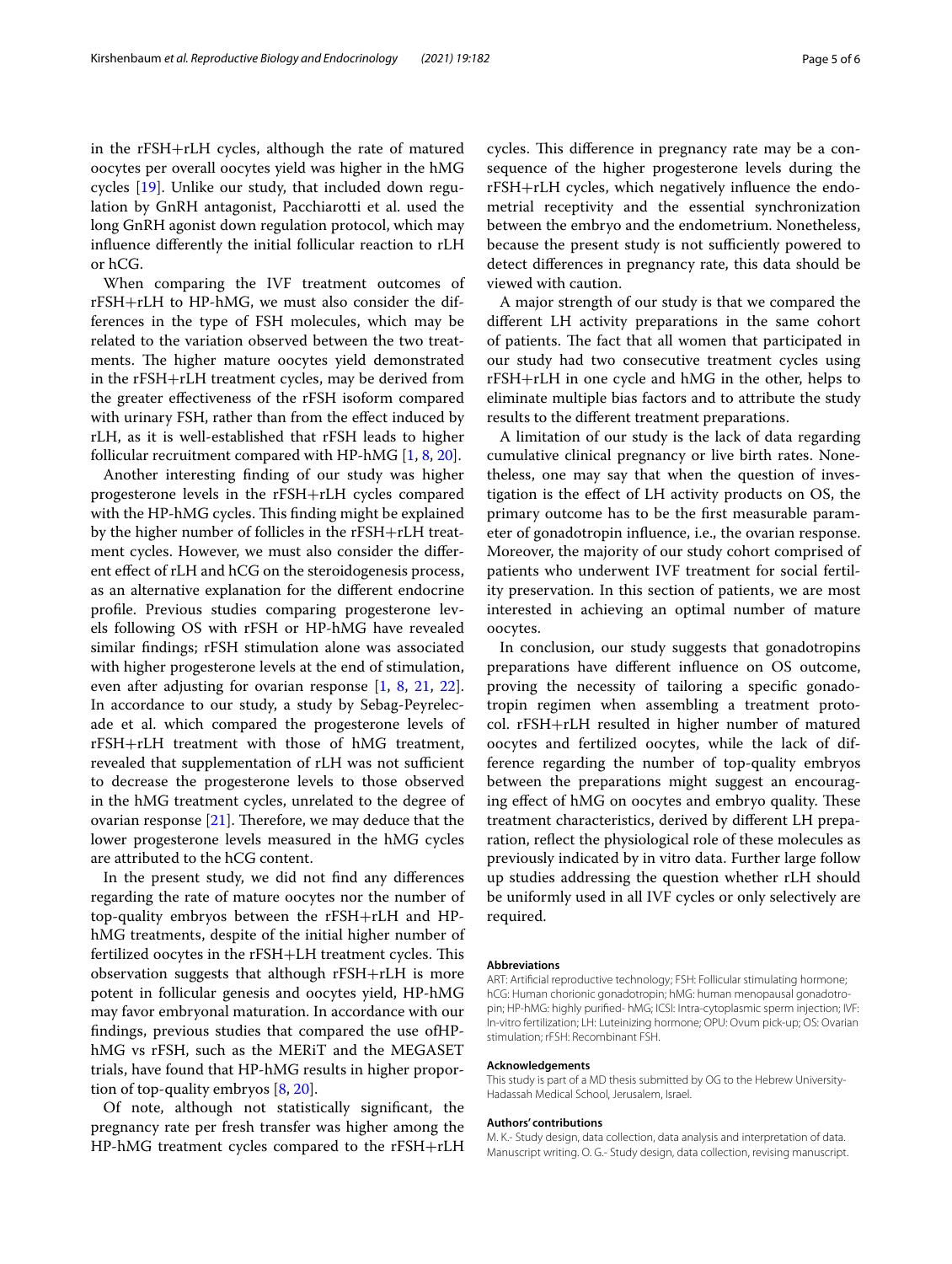in the rFSH+rLH cycles, although the rate of matured oocytes per overall oocytes yield was higher in the hMG cycles [19]. Unlike our study, that included down regulation by GnRH antagonist, Pacchiarotti et al. used the long GnRH agonist down regulation protocol, which may influence differently the initial follicular reaction to rLH or hCG.

When comparing the IVF treatment outcomes of rFSH+rLH to HP-hMG, we must also consider the differences in the type of FSH molecules, which may be related to the variation observed between the two treatments. The higher mature oocytes yield demonstrated in the rFSH+rLH treatment cycles, may be derived from the greater effectiveness of the rFSH isoform compared with urinary FSH, rather than from the effect induced by rLH, as it is well-established that rFSH leads to higher follicular recruitment compared with HP-hMG [1, 8, 20].

Another interesting finding of our study was higher progesterone levels in the rFSH+rLH cycles compared with the HP-hMG cycles. This finding might be explained by the higher number of follicles in the rFSH+rLH treatment cycles. However, we must also consider the different effect of rLH and hCG on the steroidogenesis process, as an alternative explanation for the different endocrine profile. Previous studies comparing progesterone levels following OS with rFSH or HP-hMG have revealed similar findings; rFSH stimulation alone was associated with higher progesterone levels at the end of stimulation, even after adjusting for ovarian response [1, 8, 21, 22]. In accordance to our study, a study by Sebag-Peyrelecade et al. which compared the progesterone levels of rFSH+rLH treatment with those of hMG treatment, revealed that supplementation of rLH was not sufficient to decrease the progesterone levels to those observed in the hMG treatment cycles, unrelated to the degree of ovarian response [21]. Therefore, we may deduce that the lower progesterone levels measured in the hMG cycles are attributed to the hCG content.

In the present study, we did not find any differences regarding the rate of mature oocytes nor the number of top-quality embryos between the rFSH+rLH and HP-hMG treatments, despite of the initial higher number of fertilized oocytes in the rFSH+LH treatment cycles. This observation suggests that although rFSH+rLH is more potent in follicular genesis and oocytes yield, HP-hMG may favor embryonal maturation. In accordance with our findings, previous studies that compared the use ofHP-hMG vs rFSH, such as the MERiT and the MEGASET trials, have found that HP-hMG results in higher proportion of top-quality embryos [8, 20].

Of note, although not statistically significant, the pregnancy rate per fresh transfer was higher among the HP-hMG treatment cycles compared to the rFSH+rLH cycles. This difference in pregnancy rate may be a consequence of the higher progesterone levels during the rFSH+rLH cycles, which negatively influence the endometrial receptivity and the essential synchronization between the embryo and the endometrium. Nonetheless, because the present study is not sufficiently powered to detect differences in pregnancy rate, this data should be viewed with caution.

A major strength of our study is that we compared the different LH activity preparations in the same cohort of patients. The fact that all women that participated in our study had two consecutive treatment cycles using rFSH+rLH in one cycle and hMG in the other, helps to eliminate multiple bias factors and to attribute the study results to the different treatment preparations.

A limitation of our study is the lack of data regarding cumulative clinical pregnancy or live birth rates. Nonetheless, one may say that when the question of investigation is the effect of LH activity products on OS, the primary outcome has to be the first measurable parameter of gonadotropin influence, i.e., the ovarian response. Moreover, the majority of our study cohort comprised of patients who underwent IVF treatment for social fertility preservation. In this section of patients, we are most interested in achieving an optimal number of mature oocytes.

In conclusion, our study suggests that gonadotropins preparations have different influence on OS outcome, proving the necessity of tailoring a specific gonadotropin regimen when assembling a treatment protocol. rFSH+rLH resulted in higher number of matured oocytes and fertilized oocytes, while the lack of difference regarding the number of top-quality embryos between the preparations might suggest an encouraging effect of hMG on oocytes and embryo quality. These treatment characteristics, derived by different LH preparation, reflect the physiological role of these molecules as previously indicated by in vitro data. Further large follow up studies addressing the question whether rLH should be uniformly used in all IVF cycles or only selectively are required.

#### Abbreviations

ART: Artificial reproductive technology; FSH: Follicular stimulating hormone; hCG: Human chorionic gonadotropin; hMG: human menopausal gonadotropin; HP-hMG: highly purified- hMG; ICSI: Intra-cytoplasmic sperm injection; IVF: In-vitro fertilization; LH: Luteinizing hormone; OPU: Ovum pick-up; OS: Ovarian stimulation; rFSH: Recombinant FSH.

#### Acknowledgements

This study is part of a MD thesis submitted by OG to the Hebrew University-Hadassah Medical School, Jerusalem, Israel.

#### Authors' contributions

M. K.- Study design, data collection, data analysis and interpretation of data. Manuscript writing. O. G.- Study design, data collection, revising manuscript.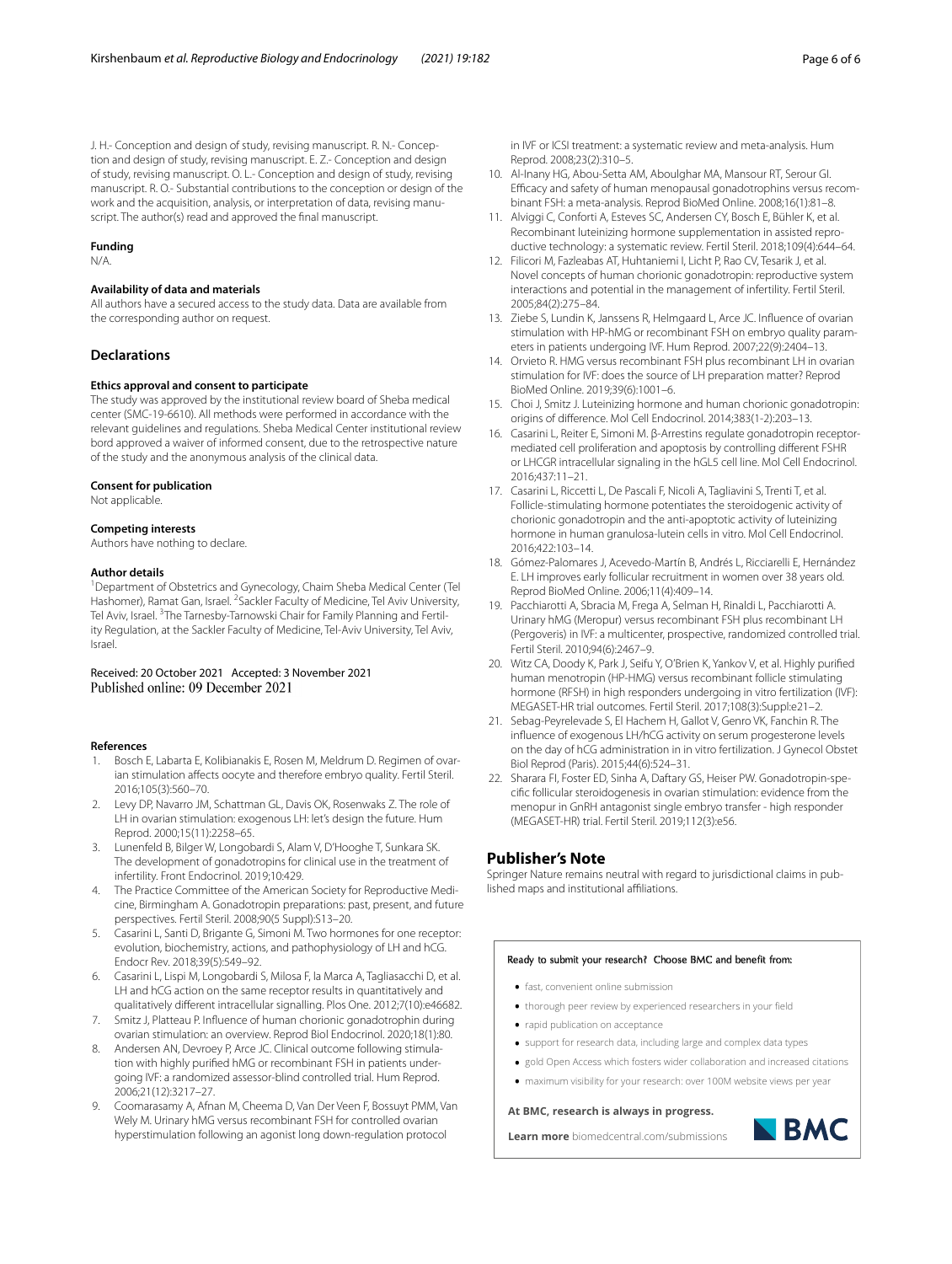J. H.- Conception and design of study, revising manuscript. R. N.- Conception and design of study, revising manuscript. E. Z.- Conception and design of study, revising manuscript. O. L.- Conception and design of study, revising manuscript. R. O.- Substantial contributions to the conception or design of the work and the acquisition, analysis, or interpretation of data, revising manuscript. The author(s) read and approved the final manuscript.

#### Funding

N/A.

#### Availability of data and materials

All authors have a secured access to the study data. Data are available from the corresponding author on request.

## Declarations

#### Ethics approval and consent to participate

The study was approved by the institutional review board of Sheba medical center (SMC-19-6610). All methods were performed in accordance with the relevant guidelines and regulations. Sheba Medical Center institutional review bord approved a waiver of informed consent, due to the retrospective nature of the study and the anonymous analysis of the clinical data.

#### Consent for publication

Not applicable.

#### Competing interests

Authors have nothing to declare.

#### Author details

[1]Department of Obstetrics and Gynecology, Chaim Sheba Medical Center (Tel Hashomer), Ramat Gan, Israel. [2]Sackler Faculty of Medicine, Tel Aviv University, Tel Aviv, Israel. [3]The Tarnesby-Tarnowski Chair for Family Planning and Fertility Regulation, at the Sackler Faculty of Medicine, Tel-Aviv University, Tel Aviv, Israel.

Received: 20 October 2021 Accepted: 3 November 2021
Published online: 09 December 2021

#### References

1. Bosch E, Labarta E, Kolibianakis E, Rosen M, Meldrum D. Regimen of ovarian stimulation affects oocyte and therefore embryo quality. Fertil Steril. 2016;105(3):560–70.
2. Levy DP, Navarro JM, Schattman GL, Davis OK, Rosenwaks Z. The role of LH in ovarian stimulation: exogenous LH: let's design the future. Hum Reprod. 2000;15(11):2258–65.
3. Lunenfeld B, Bilger W, Longobardi S, Alam V, D'Hooghe T, Sunkara SK. The development of gonadotropins for clinical use in the treatment of infertility. Front Endocrinol. 2019;10:429.
4. The Practice Committee of the American Society for Reproductive Medicine, Birmingham A. Gonadotropin preparations: past, present, and future perspectives. Fertil Steril. 2008;90(5 Suppl):S13–20.
5. Casarini L, Santi D, Brigante G, Simoni M. Two hormones for one receptor: evolution, biochemistry, actions, and pathophysiology of LH and hCG. Endocr Rev. 2018;39(5):549–92.
6. Casarini L, Lispi M, Longobardi S, Milosa F, la Marca A, Tagliasacchi D, et al. LH and hCG action on the same receptor results in quantitatively and qualitatively different intracellular signalling. Plos One. 2012;7(10):e46682.
7. Smitz J, Platteau P. Influence of human chorionic gonadotrophin during ovarian stimulation: an overview. Reprod Biol Endocrinol. 2020;18(1):80.
8. Andersen AN, Devroey P, Arce JC. Clinical outcome following stimulation with highly purified hMG or recombinant FSH in patients undergoing IVF: a randomized assessor-blind controlled trial. Hum Reprod. 2006;21(12):3217–27.
9. Coomarasamy A, Afnan M, Cheema D, Van Der Veen F, Bossuyt PMM, Van Wely M. Urinary hMG versus recombinant FSH for controlled ovarian hyperstimulation following an agonist long down-regulation protocol in IVF or ICSI treatment: a systematic review and meta-analysis. Hum Reprod. 2008;23(2):310–5.
10. Al-Inany HG, Abou-Setta AM, Aboulghar MA, Mansour RT, Serour GI. Efficacy and safety of human menopausal gonadotrophins versus recombinant FSH: a meta-analysis. Reprod BioMed Online. 2008;16(1):81–8.
11. Alviggi C, Conforti A, Esteves SC, Andersen CY, Bosch E, Bühler K, et al. Recombinant luteinizing hormone supplementation in assisted reproductive technology: a systematic review. Fertil Steril. 2018;109(4):644–64.
12. Filicori M, Fazleabas AT, Huhtaniemi I, Licht P, Rao CV, Tesarik J, et al. Novel concepts of human chorionic gonadotropin: reproductive system interactions and potential in the management of infertility. Fertil Steril. 2005;84(2):275–84.
13. Ziebe S, Lundin K, Janssens R, Helmgaard L, Arce JC. Influence of ovarian stimulation with HP-hMG or recombinant FSH on embryo quality parameters in patients undergoing IVF. Hum Reprod. 2007;22(9):2404–13.
14. Orvieto R. HMG versus recombinant FSH plus recombinant LH in ovarian stimulation for IVF: does the source of LH preparation matter? Reprod BioMed Online. 2019;39(6):1001–6.
15. Choi J, Smitz J. Luteinizing hormone and human chorionic gonadotropin: origins of difference. Mol Cell Endocrinol. 2014;383(1-2):203–13.
16. Casarini L, Reiter E, Simoni M. β-Arrestins regulate gonadotropin receptor-mediated cell proliferation and apoptosis by controlling different FSHR or LHCGR intracellular signaling in the hGL5 cell line. Mol Cell Endocrinol. 2016;437:11–21.
17. Casarini L, Riccetti L, De Pascali F, Nicoli A, Tagliavini S, Trenti T, et al. Follicle-stimulating hormone potentiates the steroidogenic activity of chorionic gonadotropin and the anti-apoptotic activity of luteinizing hormone in human granulosa-lutein cells in vitro. Mol Cell Endocrinol. 2016;422:103–14.
18. Gómez-Palomares J, Acevedo-Martín B, Andrés L, Ricciarelli E, Hernández E. LH improves early follicular recruitment in women over 38 years old. Reprod BioMed Online. 2006;11(4):409–14.
19. Pacchiarotti A, Sbracia M, Frega A, Selman H, Rinaldi L, Pacchiarotti A. Urinary hMG (Meropur) versus recombinant FSH plus recombinant LH (Pergoveris) in IVF: a multicenter, prospective, randomized controlled trial. Fertil Steril. 2010;94(6):2467–9.
20. Witz CA, Doody K, Park J, Seifu Y, O'Brien K, Yankov V, et al. Highly purified human menotropin (HP-HMG) versus recombinant follicle stimulating hormone (RFSH) in high responders undergoing in vitro fertilization (IVF): MEGASET-HR trial outcomes. Fertil Steril. 2017;108(3):Suppl:e21–2.
21. Sebag-Peyrelevade S, El Hachem H, Gallot V, Genro VK, Fanchin R. The influence of exogenous LH/hCG activity on serum progesterone levels on the day of hCG administration in in vitro fertilization. J Gynecol Obstet Biol Reprod (Paris). 2015;44(6):524–31.
22. Sharara FI, Foster ED, Sinha A, Daftary GS, Heiser PW. Gonadotropin-specific follicular steroidogenesis in ovarian stimulation: evidence from the menopur in GnRH antagonist single embryo transfer - high responder (MEGASET-HR) trial. Fertil Steril. 2019;112(3):e56.

## Publisher's Note

Springer Nature remains neutral with regard to jurisdictional claims in published maps and institutional affiliations.

Ready to submit your research? Choose BMC and benefit from:

- fast, convenient online submission
- thorough peer review by experienced researchers in your field
- rapid publication on acceptance
- support for research data, including large and complex data types
- gold Open Access which fosters wider collaboration and increased citations
- maximum visibility for your research: over 100M website views per year

**At BMC, research is always in progress.**

**Learn more** biomedcentral.com/submissions